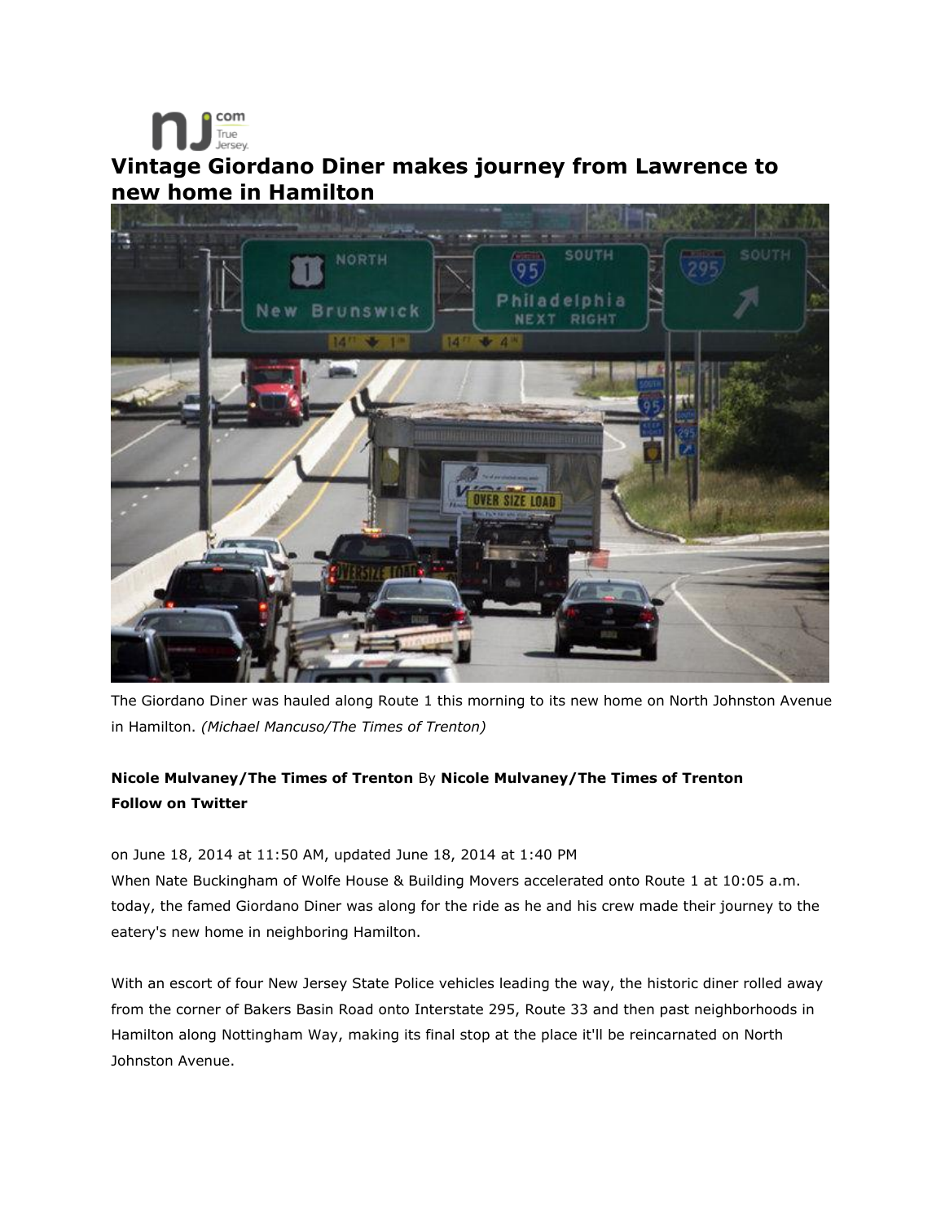# Vintage Giordano Diner makes journey from Lawrence to new home in Hamilton

The Giordano Diner was hauled along Route 1 this morning to its new home on North Johnston Avenue in Hamilton. *(Michael Mancuso/The Times of Trenton)*

**Nicole Mulvaney/The Times of Trenton** By **Nicole Mulvaney/The Times of Trenton**
**Follow on Twitter**

on June 18, 2014 at 11:50 AM, updated June 18, 2014 at 1:40 PM

When Nate Buckingham of Wolfe House & Building Movers accelerated onto Route 1 at 10:05 a.m. today, the famed Giordano Diner was along for the ride as he and his crew made their journey to the eatery's new home in neighboring Hamilton.

With an escort of four New Jersey State Police vehicles leading the way, the historic diner rolled away from the corner of Bakers Basin Road onto Interstate 295, Route 33 and then past neighborhoods in Hamilton along Nottingham Way, making its final stop at the place it'll be reincarnated on North Johnston Avenue.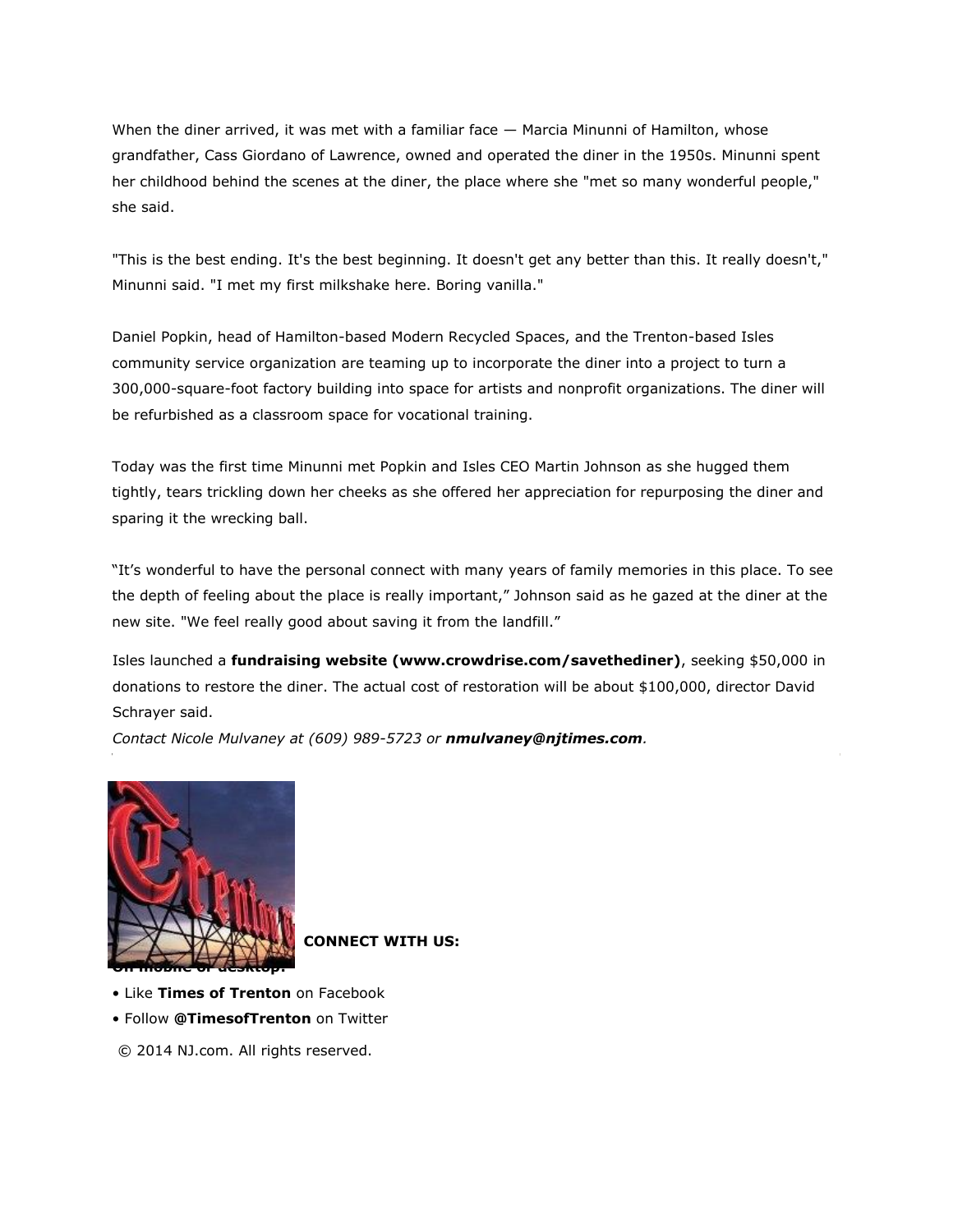When the diner arrived, it was met with a familiar face — Marcia Minunni of Hamilton, whose grandfather, Cass Giordano of Lawrence, owned and operated the diner in the 1950s. Minunni spent her childhood behind the scenes at the diner, the place where she "met so many wonderful people," she said.

"This is the best ending. It's the best beginning. It doesn't get any better than this. It really doesn't," Minunni said. "I met my first milkshake here. Boring vanilla."

Daniel Popkin, head of Hamilton-based Modern Recycled Spaces, and the Trenton-based Isles community service organization are teaming up to incorporate the diner into a project to turn a 300,000-square-foot factory building into space for artists and nonprofit organizations. The diner will be refurbished as a classroom space for vocational training.

Today was the first time Minunni met Popkin and Isles CEO Martin Johnson as she hugged them tightly, tears trickling down her cheeks as she offered her appreciation for repurposing the diner and sparing it the wrecking ball.

“It’s wonderful to have the personal connect with many years of family memories in this place. To see the depth of feeling about the place is really important,” Johnson said as he gazed at the diner at the new site. "We feel really good about saving it from the landfill.”

Isles launched a **fundraising website (www.crowdrise.com/savethediner)**, seeking $50,000 in donations to restore the diner. The actual cost of restoration will be about $100,000, director David Schrayer said.

*Contact Nicole Mulvaney at (609) 989-5723 or **nmulvaney@njtimes.com**.*

**CONNECT WITH US:**

**On mobile or desktop:**

- Like **Times of Trenton** on Facebook
- Follow **@TimesofTrenton** on Twitter

© 2014 NJ.com. All rights reserved.